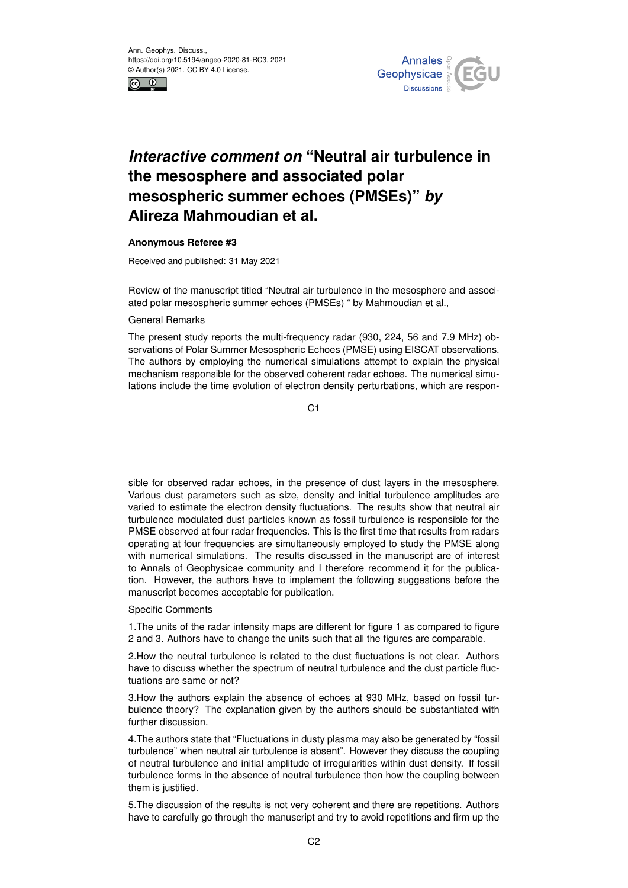# *Interactive comment on* "Neutral air turbulence in the mesosphere and associated polar mesospheric summer echoes (PMSEs)" *by* Alireza Mahmoudian et al.

**Anonymous Referee #3**

Received and published: 31 May 2021

Review of the manuscript titled "Neutral air turbulence in the mesosphere and associated polar mesospheric summer echoes (PMSEs) " by Mahmoudian et al.,

General Remarks

The present study reports the multi-frequency radar (930, 224, 56 and 7.9 MHz) observations of Polar Summer Mesospheric Echoes (PMSE) using EISCAT observations. The authors by employing the numerical simulations attempt to explain the physical mechanism responsible for the observed coherent radar echoes. The numerical simulations include the time evolution of electron density perturbations, which are responsible for observed radar echoes, in the presence of dust layers in the mesosphere. Various dust parameters such as size, density and initial turbulence amplitudes are varied to estimate the electron density fluctuations. The results show that neutral air turbulence modulated dust particles known as fossil turbulence is responsible for the PMSE observed at four radar frequencies. This is the first time that results from radars operating at four frequencies are simultaneously employed to study the PMSE along with numerical simulations. The results discussed in the manuscript are of interest to Annals of Geophysicae community and I therefore recommend it for the publication. However, the authors have to implement the following suggestions before the manuscript becomes acceptable for publication.

Specific Comments

1.The units of the radar intensity maps are different for figure 1 as compared to figure 2 and 3. Authors have to change the units such that all the figures are comparable.

2.How the neutral turbulence is related to the dust fluctuations is not clear. Authors have to discuss whether the spectrum of neutral turbulence and the dust particle fluctuations are same or not?

3.How the authors explain the absence of echoes at 930 MHz, based on fossil turbulence theory? The explanation given by the authors should be substantiated with further discussion.

4.The authors state that "Fluctuations in dusty plasma may also be generated by "fossil turbulence" when neutral air turbulence is absent". However they discuss the coupling of neutral turbulence and initial amplitude of irregularities within dust density. If fossil turbulence forms in the absence of neutral turbulence then how the coupling between them is justified.

5.The discussion of the results is not very coherent and there are repetitions. Authors have to carefully go through the manuscript and try to avoid repetitions and firm up the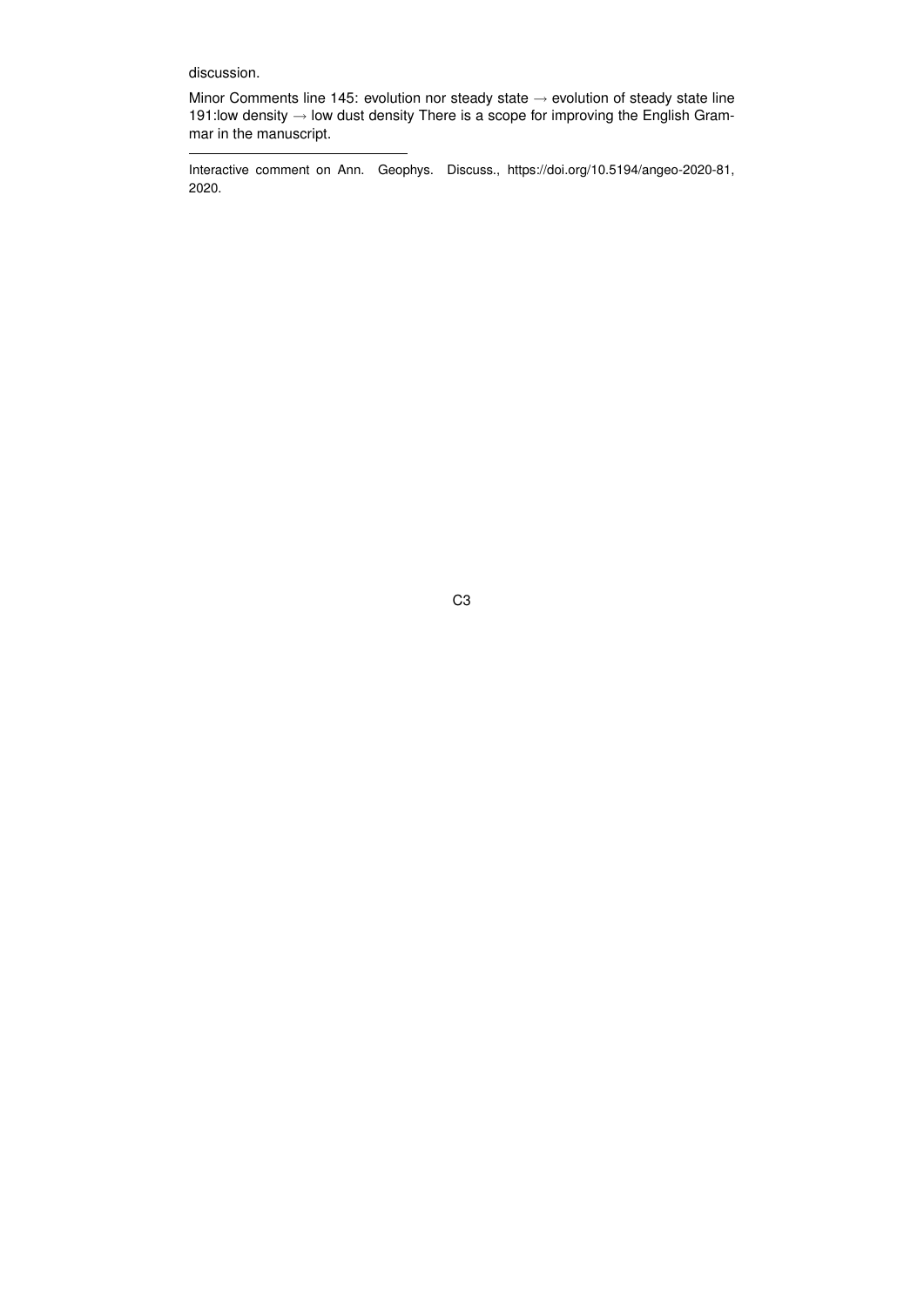discussion.

Minor Comments line 145: evolution nor steady state → evolution of steady state line 191:low density → low dust density There is a scope for improving the English Grammar in the manuscript.

---

Interactive comment on Ann. Geophys. Discuss., https://doi.org/10.5194/angeo-2020-81, 2020.